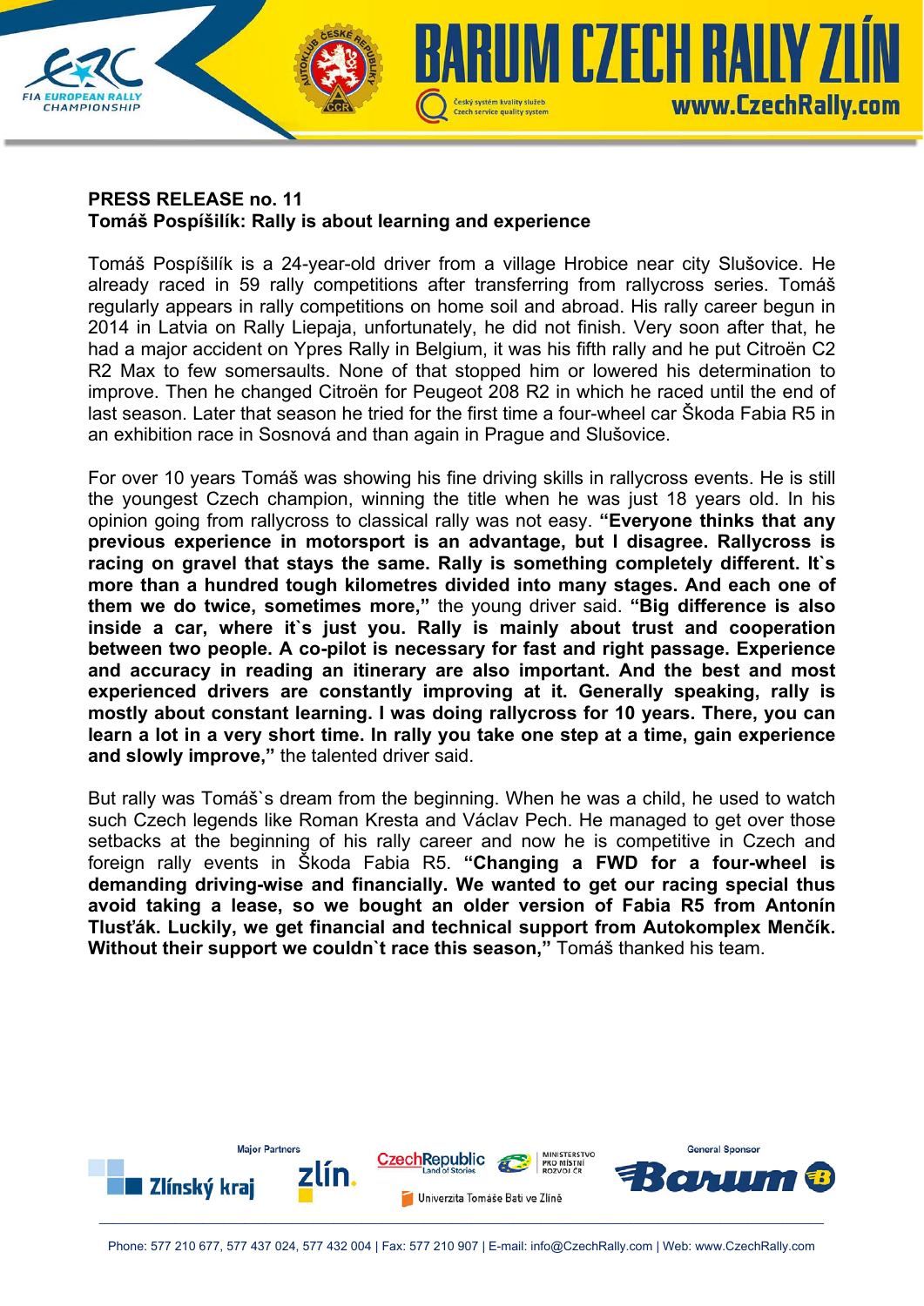**PRESS RELEASE no. 11**
**Tomáš Pospíšilík: Rally is about learning and experience**

Tomáš Pospíšilík is a 24-year-old driver from a village Hrobice near city Slušovice. He already raced in 59 rally competitions after transferring from rallycross series. Tomáš regularly appears in rally competitions on home soil and abroad. His rally career begun in 2014 in Latvia on Rally Liepaja, unfortunately, he did not finish. Very soon after that, he had a major accident on Ypres Rally in Belgium, it was his fifth rally and he put Citroën C2 R2 Max to few somersaults. None of that stopped him or lowered his determination to improve. Then he changed Citroën for Peugeot 208 R2 in which he raced until the end of last season. Later that season he tried for the first time a four-wheel car Škoda Fabia R5 in an exhibition race in Sosnová and than again in Prague and Slušovice.

For over 10 years Tomáš was showing his fine driving skills in rallycross events. He is still the youngest Czech champion, winning the title when he was just 18 years old. In his opinion going from rallycross to classical rally was not easy. **"Everyone thinks that any previous experience in motorsport is an advantage, but I disagree. Rallycross is racing on gravel that stays the same. Rally is something completely different. It`s more than a hundred tough kilometres divided into many stages. And each one of them we do twice, sometimes more,"** the young driver said. **"Big difference is also inside a car, where it`s just you. Rally is mainly about trust and cooperation between two people. A co-pilot is necessary for fast and right passage. Experience and accuracy in reading an itinerary are also important. And the best and most experienced drivers are constantly improving at it. Generally speaking, rally is mostly about constant learning. I was doing rallycross for 10 years. There, you can learn a lot in a very short time. In rally you take one step at a time, gain experience and slowly improve,"** the talented driver said.

But rally was Tomáš`s dream from the beginning. When he was a child, he used to watch such Czech legends like Roman Kresta and Václav Pech. He managed to get over those setbacks at the beginning of his rally career and now he is competitive in Czech and foreign rally events in Škoda Fabia R5. **"Changing a FWD for a four-wheel is demanding driving-wise and financially. We wanted to get our racing special thus avoid taking a lease, so we bought an older version of Fabia R5 from Antonín Tlusťák. Luckily, we get financial and technical support from Autokomplex Menčík. Without their support we couldn`t race this season,"** Tomáš thanked his team.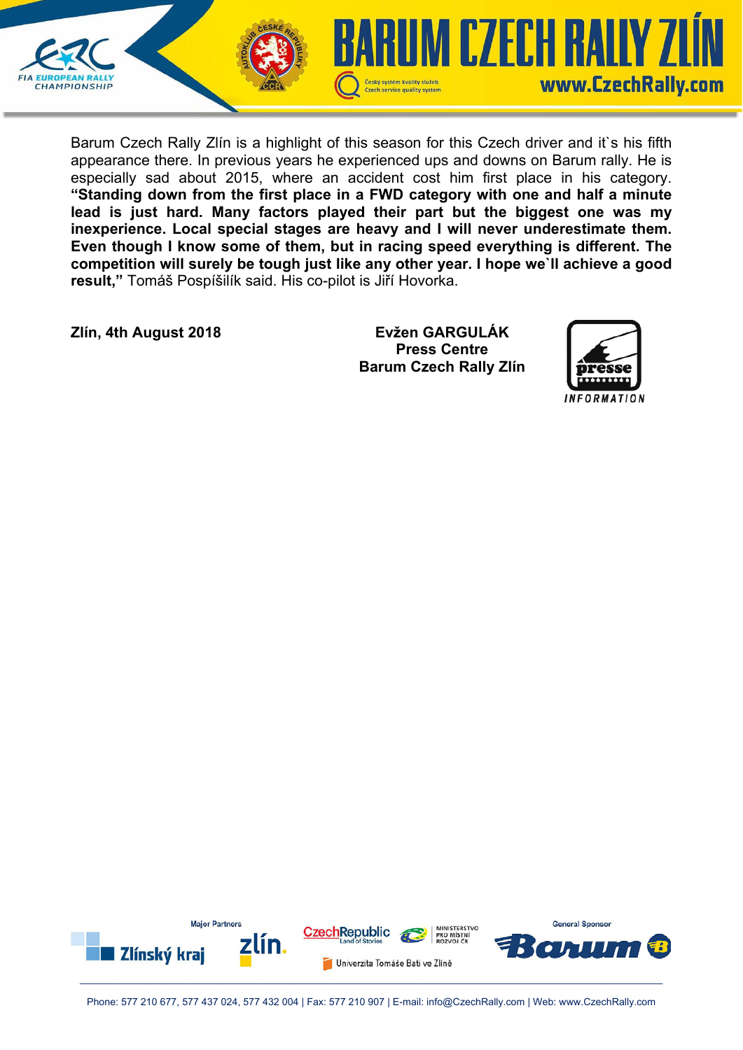Barum Czech Rally Zlín is a highlight of this season for this Czech driver and it`s his fifth appearance there. In previous years he experienced ups and downs on Barum rally. He is especially sad about 2015, where an accident cost him first place in his category. **"Standing down from the first place in a FWD category with one and half a minute lead is just hard. Many factors played their part but the biggest one was my inexperience. Local special stages are heavy and I will never underestimate them. Even though I know some of them, but in racing speed everything is different. The competition will surely be tough just like any other year. I hope we`ll achieve a good result,"** Tomáš Pospíšilík said. His co-pilot is Jiří Hovorka.

**Zlín, 4th August 2018**

**Evžen GARGULÁK**
**Press Centre**
**Barum Czech Rally Zlín**

Phone: 577 210 677, 577 437 024, 577 432 004 | Fax: 577 210 907 | E-mail: info@CzechRally.com | Web: www.CzechRally.com